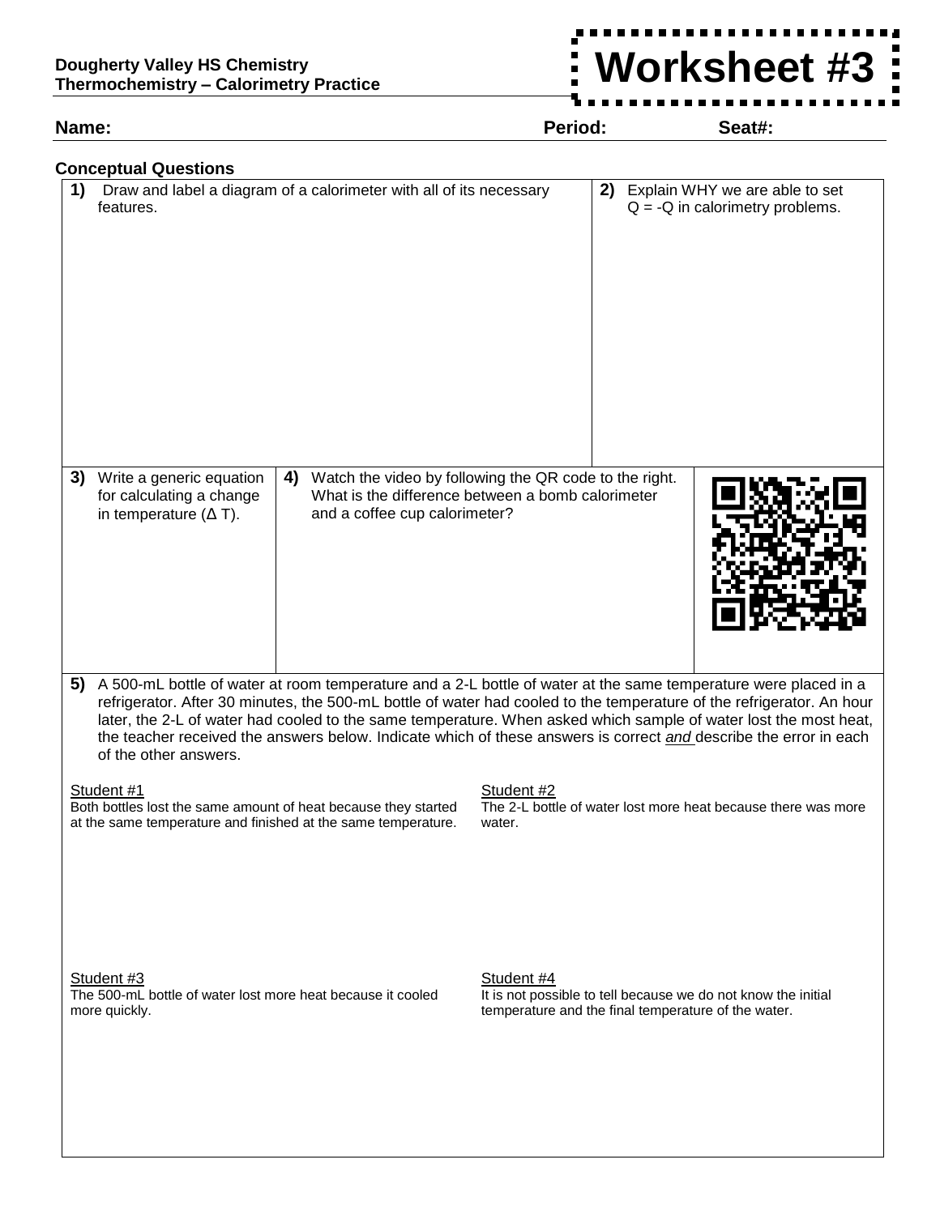**Dougherty Valley HS Chemistry**
**Thermochemistry – Calorimetry Practice**

# Worksheet #3

**Name:** **Period:** **Seat#:**

## Conceptual Questions

**1)** Draw and label a diagram of a calorimeter with all of its necessary features.

**2)** Explain WHY we are able to set Q = -Q in calorimetry problems.

**3)** Write a generic equation for calculating a change in temperature (Δ T).

**4)** Watch the video by following the QR code to the right. What is the difference between a bomb calorimeter and a coffee cup calorimeter?

**5)** A 500-mL bottle of water at room temperature and a 2-L bottle of water at the same temperature were placed in a refrigerator. After 30 minutes, the 500-mL bottle of water had cooled to the temperature of the refrigerator. An hour later, the 2-L of water had cooled to the same temperature. When asked which sample of water lost the most heat, the teacher received the answers below. Indicate which of these answers is correct *and* describe the error in each of the other answers.

Student #1
Both bottles lost the same amount of heat because they started at the same temperature and finished at the same temperature.

Student #2
The 2-L bottle of water lost more heat because there was more water.

Student #3
The 500-mL bottle of water lost more heat because it cooled more quickly.

Student #4
It is not possible to tell because we do not know the initial temperature and the final temperature of the water.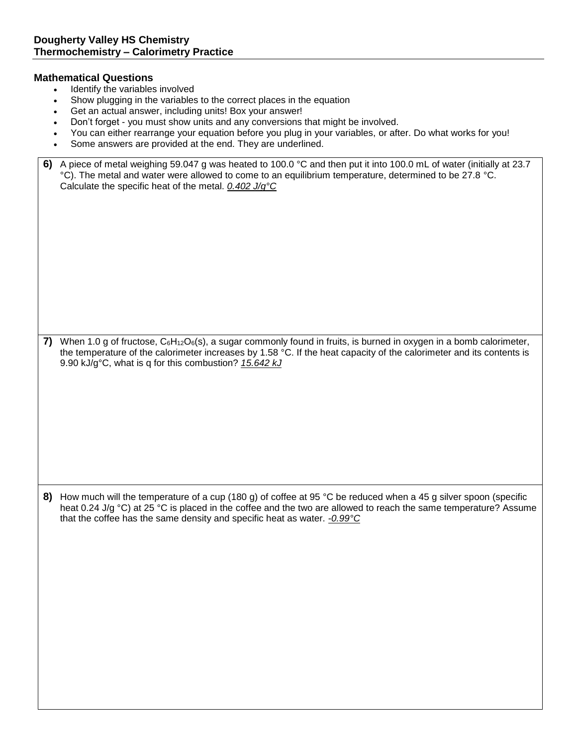**Dougherty Valley HS Chemistry**
**Thermochemistry – Calorimetry Practice**

### Mathematical Questions

- Identify the variables involved
- Show plugging in the variables to the correct places in the equation
- Get an actual answer, including units! Box your answer!
- Don't forget - you must show units and any conversions that might be involved.
- You can either rearrange your equation before you plug in your variables, or after. Do what works for you!
- Some answers are provided at the end. They are underlined.

**6)** A piece of metal weighing 59.047 g was heated to 100.0 °C and then put it into 100.0 mL of water (initially at 23.7 °C). The metal and water were allowed to come to an equilibrium temperature, determined to be 27.8 °C. Calculate the specific heat of the metal. *0.402 J/g°C*

**7)** When 1.0 g of fructose, $C_6H_{12}O_6(s)$, a sugar commonly found in fruits, is burned in oxygen in a bomb calorimeter, the temperature of the calorimeter increases by 1.58 °C. If the heat capacity of the calorimeter and its contents is 9.90 kJ/g°C, what is q for this combustion? *15.642 kJ*

**8)** How much will the temperature of a cup (180 g) of coffee at 95 °C be reduced when a 45 g silver spoon (specific heat 0.24 J/g °C) at 25 °C is placed in the coffee and the two are allowed to reach the same temperature? Assume that the coffee has the same density and specific heat as water. *-0.99°C*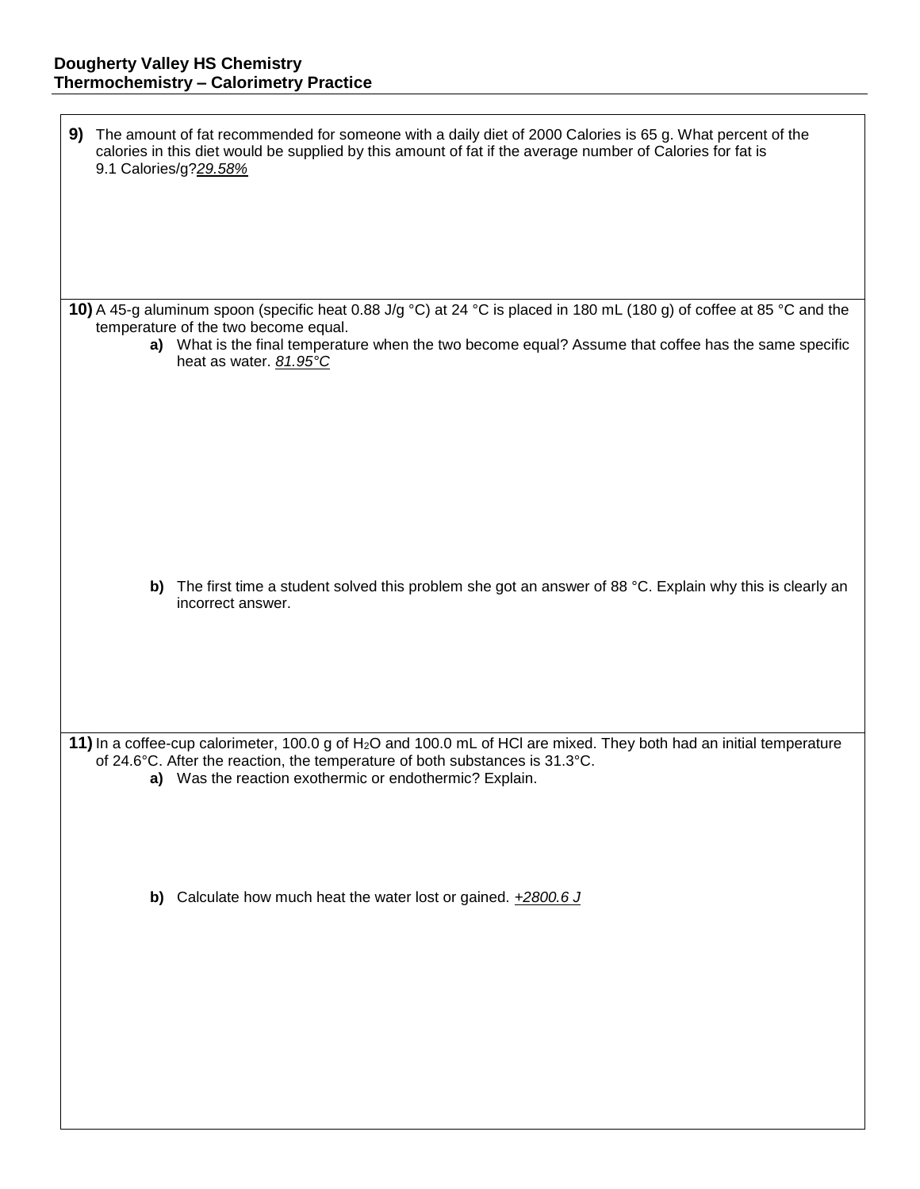**9)** The amount of fat recommended for someone with a daily diet of 2000 Calories is 65 g. What percent of the calories in this diet would be supplied by this amount of fat if the average number of Calories for fat is 9.1 Calories/g?*29.58%*

**10)** A 45-g aluminum spoon (specific heat 0.88 J/g °C) at 24 °C is placed in 180 mL (180 g) of coffee at 85 °C and the temperature of the two become equal.

**a)** What is the final temperature when the two become equal? Assume that coffee has the same specific heat as water. *81.95°C*

**b)** The first time a student solved this problem she got an answer of 88 °C. Explain why this is clearly an incorrect answer.

**11)** In a coffee-cup calorimeter, 100.0 g of $H_2O$ and 100.0 mL of HCl are mixed. They both had an initial temperature of 24.6°C. After the reaction, the temperature of both substances is 31.3°C.

**a)** Was the reaction exothermic or endothermic? Explain.

**b)** Calculate how much heat the water lost or gained. *+2800.6 J*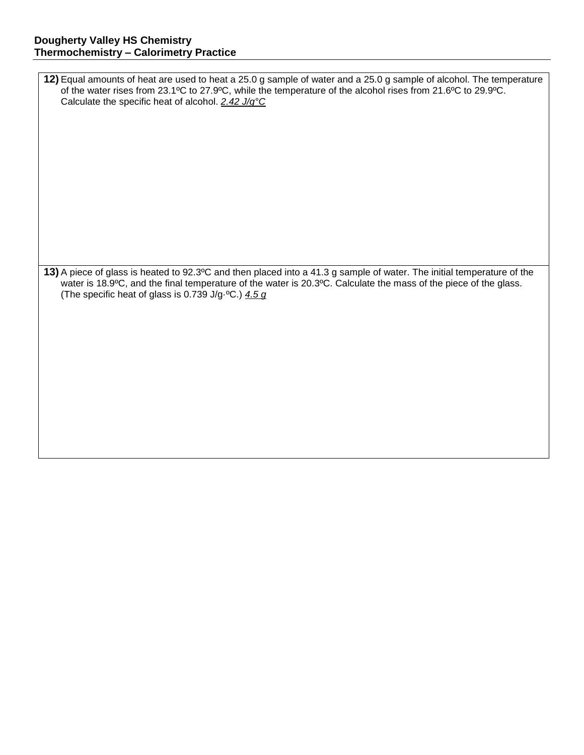**12)** Equal amounts of heat are used to heat a 25.0 g sample of water and a 25.0 g sample of alcohol. The temperature of the water rises from 23.1ºC to 27.9ºC, while the temperature of the alcohol rises from 21.6ºC to 29.9ºC. Calculate the specific heat of alcohol. *2.42 J/g°C*

**13)** A piece of glass is heated to 92.3ºC and then placed into a 41.3 g sample of water. The initial temperature of the water is 18.9ºC, and the final temperature of the water is 20.3ºC. Calculate the mass of the piece of the glass. (The specific heat of glass is 0.739 J/g·ºC.) *4.5 g*